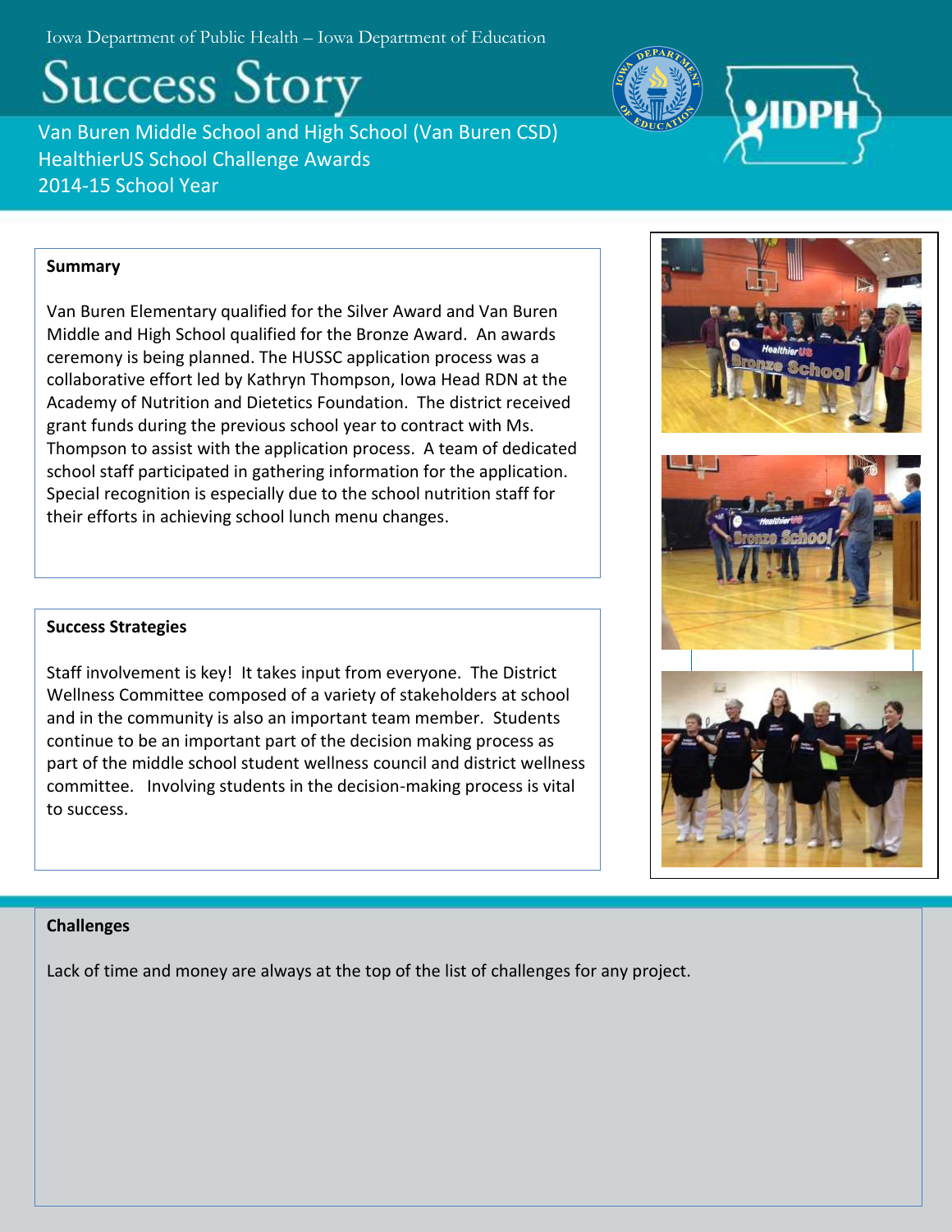Iowa Department of Public Health – Iowa Department of Education

# Success Story

Van Buren Middle School and High School (Van Buren CSD)
HealthierUS School Challenge Awards
2014-15 School Year

**Summary**

Van Buren Elementary qualified for the Silver Award and Van Buren Middle and High School qualified for the Bronze Award. An awards ceremony is being planned. The HUSSC application process was a collaborative effort led by Kathryn Thompson, Iowa Head RDN at the Academy of Nutrition and Dietetics Foundation. The district received grant funds during the previous school year to contract with Ms. Thompson to assist with the application process. A team of dedicated school staff participated in gathering information for the application. Special recognition is especially due to the school nutrition staff for their efforts in achieving school lunch menu changes.

**Success Strategies**

Staff involvement is key! It takes input from everyone. The District Wellness Committee composed of a variety of stakeholders at school and in the community is also an important team member. Students continue to be an important part of the decision making process as part of the middle school student wellness council and district wellness committee. Involving students in the decision-making process is vital to success.

**Challenges**

Lack of time and money are always at the top of the list of challenges for any project.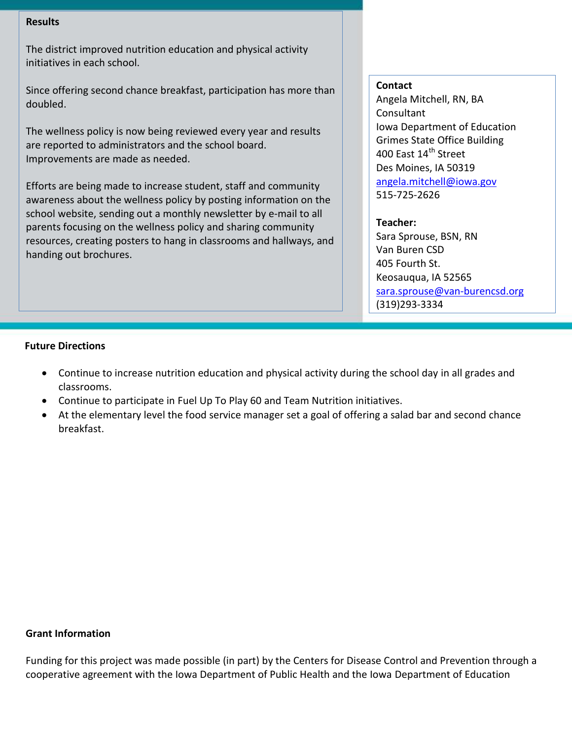## Results

The district improved nutrition education and physical activity initiatives in each school.

Since offering second chance breakfast, participation has more than doubled.

The wellness policy is now being reviewed every year and results are reported to administrators and the school board. Improvements are made as needed.

Efforts are being made to increase student, staff and community awareness about the wellness policy by posting information on the school website, sending out a monthly newsletter by e-mail to all parents focusing on the wellness policy and sharing community resources, creating posters to hang in classrooms and hallways, and handing out brochures.

**Contact**
Angela Mitchell, RN, BA
Consultant
Iowa Department of Education
Grimes State Office Building
400 East 14th Street
Des Moines, IA 50319
angela.mitchell@iowa.gov
515-725-2626

**Teacher:**
Sara Sprouse, BSN, RN
Van Buren CSD
405 Fourth St.
Keosauqua, IA 52565
sara.sprouse@van-burencsd.org
(319)293-3334

## Future Directions

- Continue to increase nutrition education and physical activity during the school day in all grades and classrooms.
- Continue to participate in Fuel Up To Play 60 and Team Nutrition initiatives.
- At the elementary level the food service manager set a goal of offering a salad bar and second chance breakfast.

## Grant Information

Funding for this project was made possible (in part) by the Centers for Disease Control and Prevention through a cooperative agreement with the Iowa Department of Public Health and the Iowa Department of Education